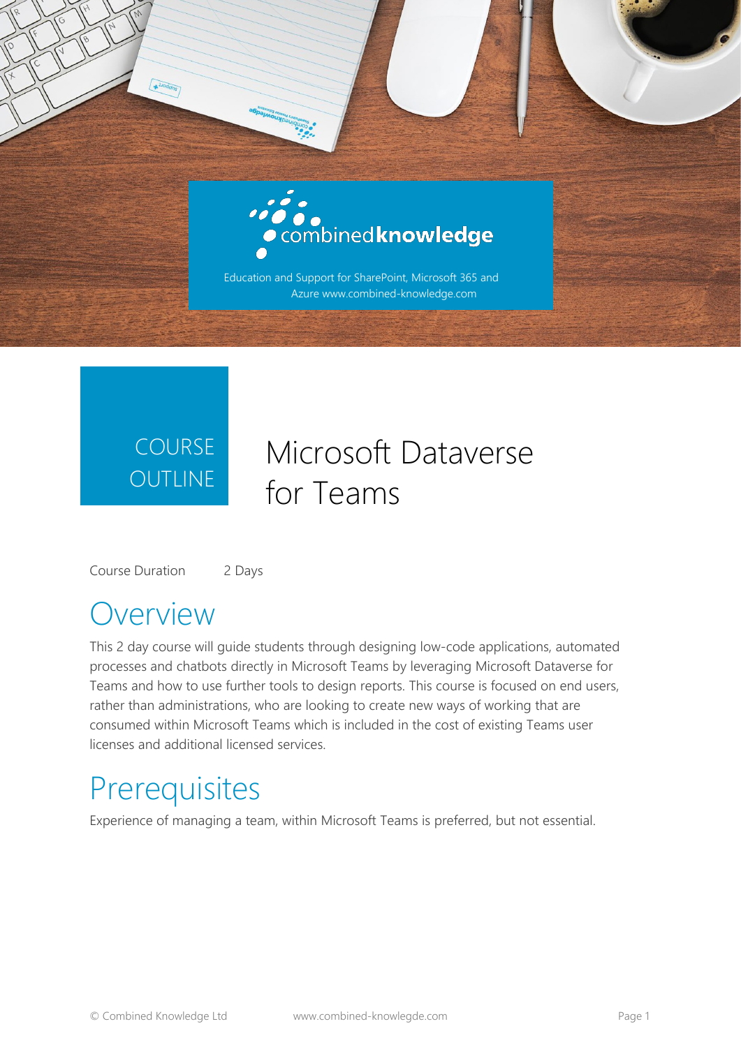combinedknowledge

Education and Support for SharePoint, Microsoft 365 and Azure www.combined-knowledge.com

COURSE OUTLINE

# Microsoft Dataverse for Teams

Course Duration 2 Days

## Overview

This 2 day course will guide students through designing low-code applications, automated processes and chatbots directly in Microsoft Teams by leveraging Microsoft Dataverse for Teams and how to use further tools to design reports. This course is focused on end users, rather than administrations, who are looking to create new ways of working that are consumed within Microsoft Teams which is included in the cost of existing Teams user licenses and additional licensed services.

## Prerequisites

Experience of managing a team, within Microsoft Teams is preferred, but not essential.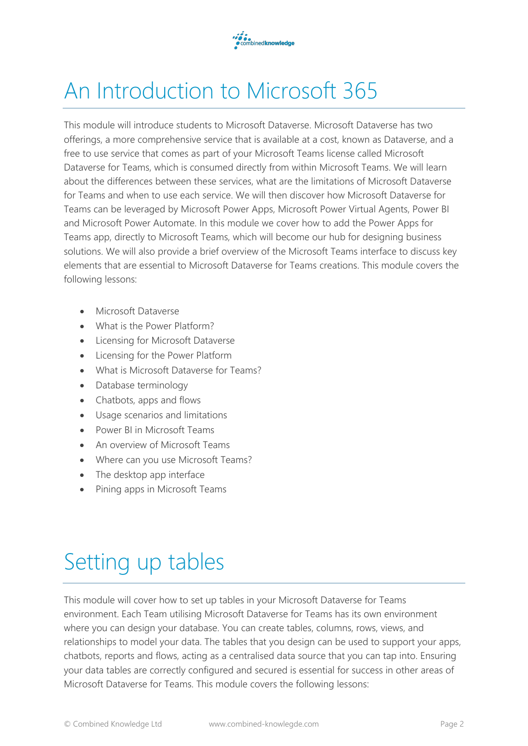# An Introduction to Microsoft 365

This module will introduce students to Microsoft Dataverse. Microsoft Dataverse has two offerings, a more comprehensive service that is available at a cost, known as Dataverse, and a free to use service that comes as part of your Microsoft Teams license called Microsoft Dataverse for Teams, which is consumed directly from within Microsoft Teams. We will learn about the differences between these services, what are the limitations of Microsoft Dataverse for Teams and when to use each service. We will then discover how Microsoft Dataverse for Teams can be leveraged by Microsoft Power Apps, Microsoft Power Virtual Agents, Power BI and Microsoft Power Automate. In this module we cover how to add the Power Apps for Teams app, directly to Microsoft Teams, which will become our hub for designing business solutions. We will also provide a brief overview of the Microsoft Teams interface to discuss key elements that are essential to Microsoft Dataverse for Teams creations. This module covers the following lessons:

- Microsoft Dataverse
- What is the Power Platform?
- Licensing for Microsoft Dataverse
- Licensing for the Power Platform
- What is Microsoft Dataverse for Teams?
- Database terminology
- Chatbots, apps and flows
- Usage scenarios and limitations
- Power BI in Microsoft Teams
- An overview of Microsoft Teams
- Where can you use Microsoft Teams?
- The desktop app interface
- Pining apps in Microsoft Teams

# Setting up tables

This module will cover how to set up tables in your Microsoft Dataverse for Teams environment. Each Team utilising Microsoft Dataverse for Teams has its own environment where you can design your database. You can create tables, columns, rows, views, and relationships to model your data. The tables that you design can be used to support your apps, chatbots, reports and flows, acting as a centralised data source that you can tap into. Ensuring your data tables are correctly configured and secured is essential for success in other areas of Microsoft Dataverse for Teams. This module covers the following lessons: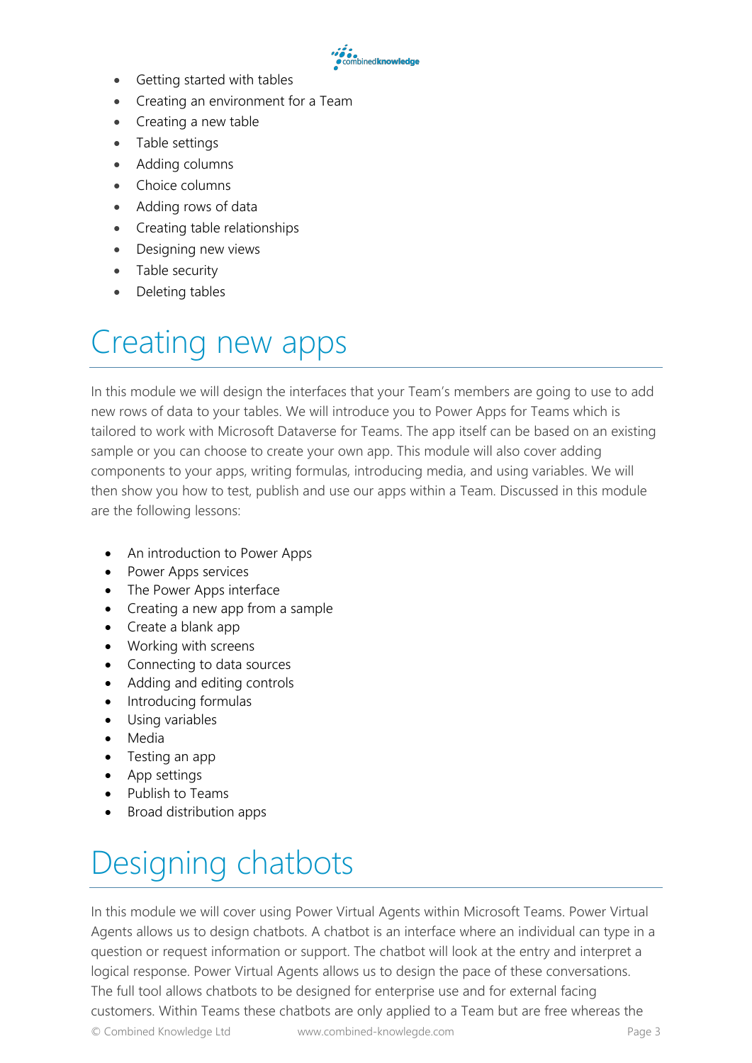- Getting started with tables
- Creating an environment for a Team
- Creating a new table
- Table settings
- Adding columns
- Choice columns
- Adding rows of data
- Creating table relationships
- Designing new views
- Table security
- Deleting tables

# Creating new apps

In this module we will design the interfaces that your Team's members are going to use to add new rows of data to your tables. We will introduce you to Power Apps for Teams which is tailored to work with Microsoft Dataverse for Teams. The app itself can be based on an existing sample or you can choose to create your own app. This module will also cover adding components to your apps, writing formulas, introducing media, and using variables. We will then show you how to test, publish and use our apps within a Team. Discussed in this module are the following lessons:

- An introduction to Power Apps
- Power Apps services
- The Power Apps interface
- Creating a new app from a sample
- Create a blank app
- Working with screens
- Connecting to data sources
- Adding and editing controls
- Introducing formulas
- Using variables
- Media
- Testing an app
- App settings
- Publish to Teams
- Broad distribution apps

# Designing chatbots

In this module we will cover using Power Virtual Agents within Microsoft Teams. Power Virtual Agents allows us to design chatbots. A chatbot is an interface where an individual can type in a question or request information or support. The chatbot will look at the entry and interpret a logical response. Power Virtual Agents allows us to design the pace of these conversations. The full tool allows chatbots to be designed for enterprise use and for external facing customers. Within Teams these chatbots are only applied to a Team but are free whereas the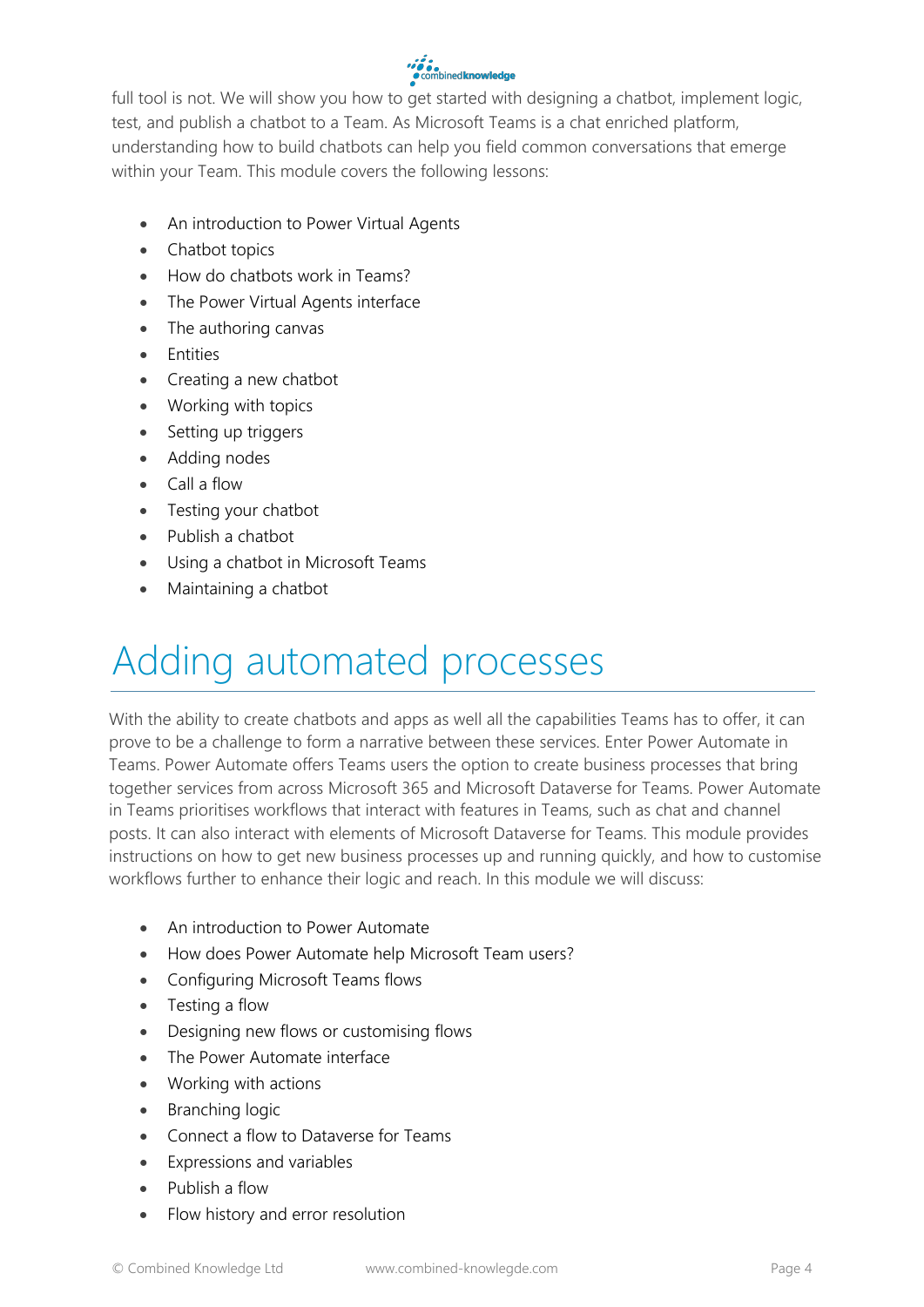full tool is not. We will show you how to get started with designing a chatbot, implement logic, test, and publish a chatbot to a Team. As Microsoft Teams is a chat enriched platform, understanding how to build chatbots can help you field common conversations that emerge within your Team. This module covers the following lessons:

- An introduction to Power Virtual Agents
- Chatbot topics
- How do chatbots work in Teams?
- The Power Virtual Agents interface
- The authoring canvas
- Entities
- Creating a new chatbot
- Working with topics
- Setting up triggers
- Adding nodes
- Call a flow
- Testing your chatbot
- Publish a chatbot
- Using a chatbot in Microsoft Teams
- Maintaining a chatbot

# Adding automated processes

With the ability to create chatbots and apps as well all the capabilities Teams has to offer, it can prove to be a challenge to form a narrative between these services. Enter Power Automate in Teams. Power Automate offers Teams users the option to create business processes that bring together services from across Microsoft 365 and Microsoft Dataverse for Teams. Power Automate in Teams prioritises workflows that interact with features in Teams, such as chat and channel posts. It can also interact with elements of Microsoft Dataverse for Teams. This module provides instructions on how to get new business processes up and running quickly, and how to customise workflows further to enhance their logic and reach. In this module we will discuss:

- An introduction to Power Automate
- How does Power Automate help Microsoft Team users?
- Configuring Microsoft Teams flows
- Testing a flow
- Designing new flows or customising flows
- The Power Automate interface
- Working with actions
- Branching logic
- Connect a flow to Dataverse for Teams
- Expressions and variables
- Publish a flow
- Flow history and error resolution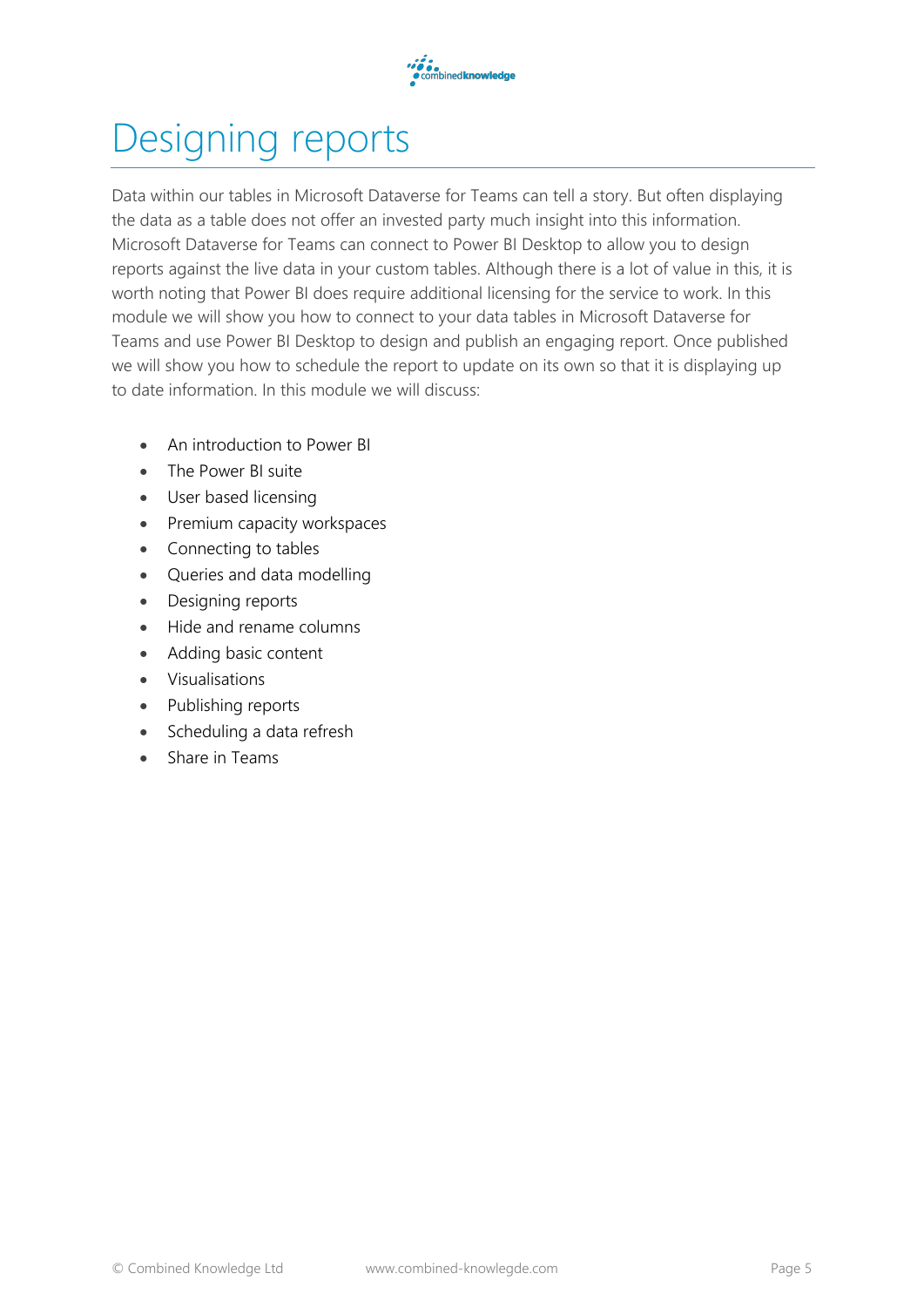# Designing reports

Data within our tables in Microsoft Dataverse for Teams can tell a story. But often displaying the data as a table does not offer an invested party much insight into this information. Microsoft Dataverse for Teams can connect to Power BI Desktop to allow you to design reports against the live data in your custom tables. Although there is a lot of value in this, it is worth noting that Power BI does require additional licensing for the service to work. In this module we will show you how to connect to your data tables in Microsoft Dataverse for Teams and use Power BI Desktop to design and publish an engaging report. Once published we will show you how to schedule the report to update on its own so that it is displaying up to date information. In this module we will discuss:

- An introduction to Power BI
- The Power BI suite
- User based licensing
- Premium capacity workspaces
- Connecting to tables
- Queries and data modelling
- Designing reports
- Hide and rename columns
- Adding basic content
- Visualisations
- Publishing reports
- Scheduling a data refresh
- Share in Teams